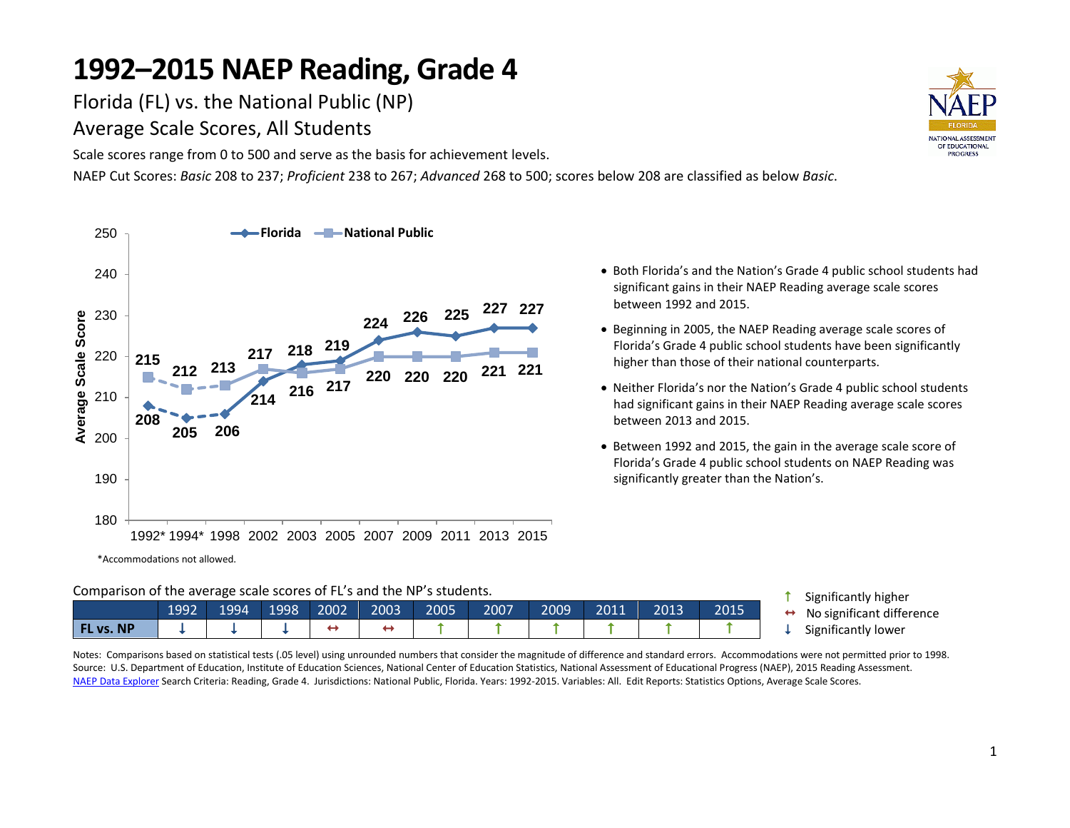# 1992–2015 NAEP Reading, Grade 4

## Florida (FL) vs. the National Public (NP)

## Average Scale Scores, All Students

Scale scores range from 0 to 500 and serve as the basis for achievement levels.

NAEP Cut Scores: *Basic* 208 to 237; *Proficient* 238 to 267; *Advanced* 268 to 500; scores below 208 are classified as below *Basic*.

| Year | Florida | National Public |
|---|---|---|
| 1992* | 208 | 215 |
| 1994* | 205 | 212 |
| 1998 | 206 | 213 |
| 2002 | 214 | 217 |
| 2003 | 218 | 216 |
| 2005 | 219 | 217 |
| 2007 | 224 | 220 |
| 2009 | 226 | 220 |
| 2011 | 225 | 220 |
| 2013 | 227 | 221 |
| 2015 | 227 | 221 |

*Accommodations not allowed.

- Both Florida's and the Nation's Grade 4 public school students had significant gains in their NAEP Reading average scale scores between 1992 and 2015.
- Beginning in 2005, the NAEP Reading average scale scores of Florida's Grade 4 public school students have been significantly higher than those of their national counterparts.
- Neither Florida's nor the Nation's Grade 4 public school students had significant gains in their NAEP Reading average scale scores between 2013 and 2015.
- Between 1992 and 2015, the gain in the average scale score of Florida's Grade 4 public school students on NAEP Reading was significantly greater than the Nation's.

Comparison of the average scale scores of FL's and the NP's students.

| | 1992 | 1994 | 1998 | 2002 | 2003 | 2005 | 2007 | 2009 | 2011 | 2013 | 2015 |
|---|---|---|---|---|---|---|---|---|---|---|---|
| **FL vs. NP** | ↓ | ↓ | ↓ | ↔ | ↔ | ↑ | ↑ | ↑ | ↑ | ↑ | ↑ |

↑ Significantly higher
↔ No significant difference
↓ Significantly lower

Notes: Comparisons based on statistical tests (.05 level) using unrounded numbers that consider the magnitude of difference and standard errors. Accommodations were not permitted prior to 1998.
Source: U.S. Department of Education, Institute of Education Sciences, National Center of Education Statistics, National Assessment of Educational Progress (NAEP), 2015 Reading Assessment.
NAEP Data Explorer Search Criteria: Reading, Grade 4. Jurisdictions: National Public, Florida. Years: 1992-2015. Variables: All. Edit Reports: Statistics Options, Average Scale Scores.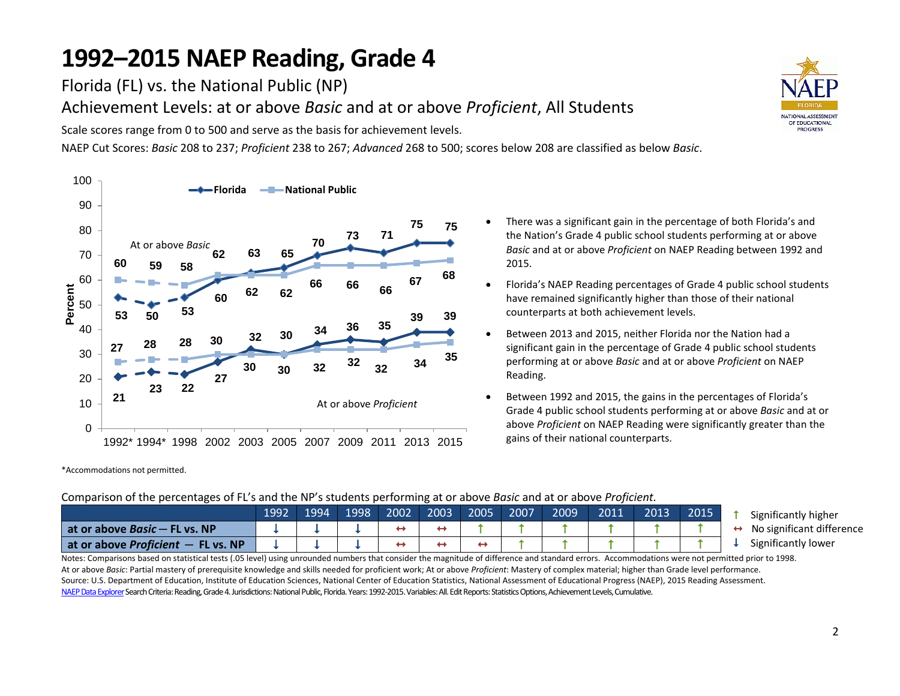# 1992–2015 NAEP Reading, Grade 4

Florida (FL) vs. the National Public (NP)

Achievement Levels: at or above *Basic* and at or above *Proficient*, All Students

Scale scores range from 0 to 500 and serve as the basis for achievement levels.

NAEP Cut Scores: *Basic* 208 to 237; *Proficient* 238 to 267; *Advanced* 268 to 500; scores below 208 are classified as below *Basic*.

| Year | At or above *Basic* – Florida | At or above *Basic* – National Public | At or above *Proficient* – Florida | At or above *Proficient* – National Public |
|---|---|---|---|---|
| 1992* | 53 | 60 | 21 | 27 |
| 1994* | 50 | 59 | 23 | 28 |
| 1998 | 53 | 58 | 22 | 28 |
| 2002 | 60 | 62 | 27 | 30 |
| 2003 | 63 | 62 | 32 | 30 |
| 2005 | 65 | 62 | 30 | 30 |
| 2007 | 70 | 66 | 34 | 32 |
| 2009 | 73 | 66 | 36 | 32 |
| 2011 | 71 | 66 | 35 | 32 |
| 2013 | 75 | 67 | 39 | 34 |
| 2015 | 75 | 68 | 39 | 35 |

- There was a significant gain in the percentage of both Florida's and the Nation's Grade 4 public school students performing at or above *Basic* and at or above *Proficient* on NAEP Reading between 1992 and 2015.
- Florida's NAEP Reading percentages of Grade 4 public school students have remained significantly higher than those of their national counterparts at both achievement levels.
- Between 2013 and 2015, neither Florida nor the Nation had a significant gain in the percentage of Grade 4 public school students performing at or above *Basic* and at or above *Proficient* on NAEP Reading.
- Between 1992 and 2015, the gains in the percentages of Florida's Grade 4 public school students performing at or above *Basic* and at or above *Proficient* on NAEP Reading were significantly greater than the gains of their national counterparts.

*Accommodations not permitted.

Comparison of the percentages of FL's and the NP's students performing at or above *Basic* and at or above *Proficient*.

| | 1992 | 1994 | 1998 | 2002 | 2003 | 2005 | 2007 | 2009 | 2011 | 2013 | 2015 |
|---|---|---|---|---|---|---|---|---|---|---|---|
| at or above *Basic* – FL vs. NP | ↓ | ↓ | ↓ | ↔ | ↔ | ↑ | ↑ | ↑ | ↑ | ↑ | ↑ |
| at or above *Proficient* – FL vs. NP | ↓ | ↓ | ↓ | ↔ | ↔ | ↔ | ↑ | ↑ | ↑ | ↑ | ↑ |

↑ Significantly higher
↔ No significant difference
↓ Significantly lower

Notes: Comparisons based on statistical tests (.05 level) using unrounded numbers that consider the magnitude of difference and standard errors. Accommodations were not permitted prior to 1998.
At or above *Basic*: Partial mastery of prerequisite knowledge and skills needed for proficient work; At or above *Proficient*: Mastery of complex material; higher than Grade level performance.
Source: U.S. Department of Education, Institute of Education Sciences, National Center of Education Statistics, National Assessment of Educational Progress (NAEP), 2015 Reading Assessment.
NAEP Data Explorer Search Criteria: Reading, Grade 4. Jurisdictions: National Public, Florida. Years: 1992-2015. Variables: All. Edit Reports: Statistics Options, Achievement Levels, Cumulative.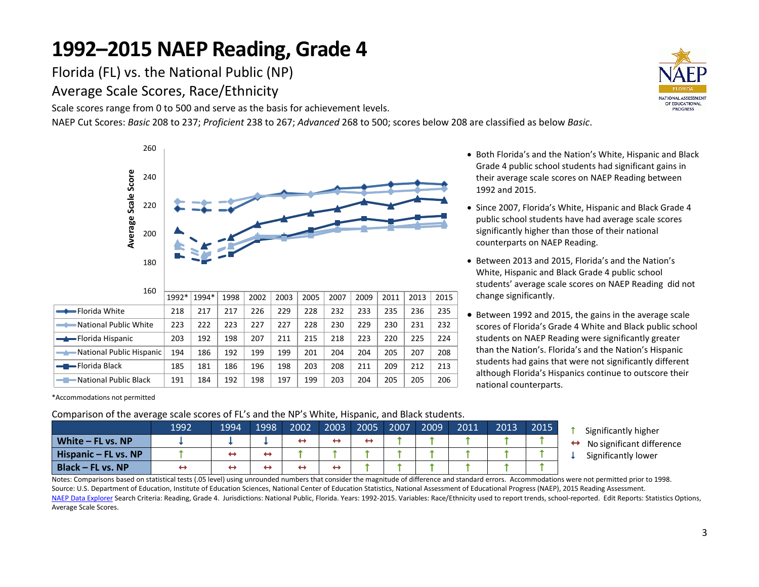# 1992–2015 NAEP Reading, Grade 4

Florida (FL) vs. the National Public (NP)

Average Scale Scores, Race/Ethnicity

Scale scores range from 0 to 500 and serve as the basis for achievement levels.

NAEP Cut Scores: *Basic* 208 to 237; *Proficient* 238 to 267; *Advanced* 268 to 500; scores below 208 are classified as below *Basic*.

| | 1992* | 1994* | 1998 | 2002 | 2003 | 2005 | 2007 | 2009 | 2011 | 2013 | 2015 |
|---|---|---|---|---|---|---|---|---|---|---|---|
| Florida White | 218 | 217 | 217 | 226 | 229 | 228 | 232 | 233 | 235 | 236 | 235 |
| National Public White | 223 | 222 | 223 | 227 | 227 | 228 | 230 | 229 | 230 | 231 | 232 |
| Florida Hispanic | 203 | 192 | 198 | 207 | 211 | 215 | 218 | 223 | 220 | 225 | 224 |
| National Public Hispanic | 194 | 186 | 192 | 199 | 199 | 201 | 204 | 204 | 205 | 207 | 208 |
| Florida Black | 185 | 181 | 186 | 196 | 198 | 203 | 208 | 211 | 209 | 212 | 213 |
| National Public Black | 191 | 184 | 192 | 198 | 197 | 199 | 203 | 204 | 205 | 205 | 206 |

*Accommodations not permitted

- Both Florida's and the Nation's White, Hispanic and Black Grade 4 public school students had significant gains in their average scale scores on NAEP Reading between 1992 and 2015.
- Since 2007, Florida's White, Hispanic and Black Grade 4 public school students have had average scale scores significantly higher than those of their national counterparts on NAEP Reading.
- Between 2013 and 2015, Florida's and the Nation's White, Hispanic and Black Grade 4 public school students' average scale scores on NAEP Reading did not change significantly.
- Between 1992 and 2015, the gains in the average scale scores of Florida's Grade 4 White and Black public school students on NAEP Reading were significantly greater than the Nation's. Florida's and the Nation's Hispanic students had gains that were not significantly different although Florida's Hispanics continue to outscore their national counterparts.

Comparison of the average scale scores of FL's and the NP's White, Hispanic, and Black students.

| | 1992 | 1994 | 1998 | 2002 | 2003 | 2005 | 2007 | 2009 | 2011 | 2013 | 2015 |
|---|---|---|---|---|---|---|---|---|---|---|---|
| **White – FL vs. NP** | ↓ | ↓ | ↓ | ↔ | ↔ | ↔ | ↑ | ↑ | ↑ | ↑ | ↑ |
| **Hispanic – FL vs. NP** | ↑ | ↔ | ↔ | ↑ | ↑ | ↑ | ↑ | ↑ | ↑ | ↑ | ↑ |
| **Black – FL vs. NP** | ↔ | ↔ | ↔ | ↔ | ↔ | ↑ | ↑ | ↑ | ↑ | ↑ | ↑ |

↑ Significantly higher
↔ No significant difference
↓ Significantly lower

Notes: Comparisons based on statistical tests (.05 level) using unrounded numbers that consider the magnitude of difference and standard errors. Accommodations were not permitted prior to 1998.
Source: U.S. Department of Education, Institute of Education Sciences, National Center of Education Statistics, National Assessment of Educational Progress (NAEP), 2015 Reading Assessment.
NAEP Data Explorer Search Criteria: Reading, Grade 4. Jurisdictions: National Public, Florida. Years: 1992-2015. Variables: Race/Ethnicity used to report trends, school-reported. Edit Reports: Statistics Options, Average Scale Scores.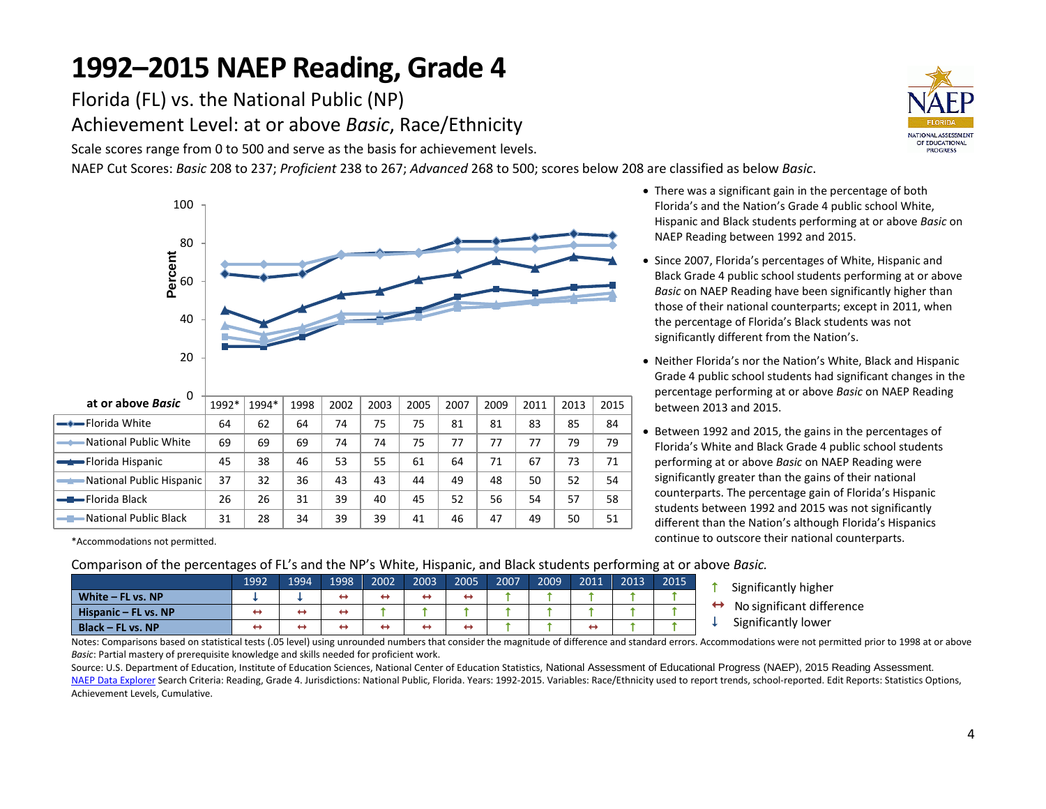# 1992–2015 NAEP Reading, Grade 4

## Florida (FL) vs. the National Public (NP)

## Achievement Level: at or above *Basic*, Race/Ethnicity

Scale scores range from 0 to 500 and serve as the basis for achievement levels.

NAEP Cut Scores: *Basic* 208 to 237; *Proficient* 238 to 267; *Advanced* 268 to 500; scores below 208 are classified as below *Basic*.

| at or above *Basic* | 1992* | 1994* | 1998 | 2002 | 2003 | 2005 | 2007 | 2009 | 2011 | 2013 | 2015 |
|---|---|---|---|---|---|---|---|---|---|---|---|
| Florida White | 64 | 62 | 64 | 74 | 75 | 75 | 81 | 81 | 83 | 85 | 84 |
| National Public White | 69 | 69 | 69 | 74 | 74 | 75 | 77 | 77 | 77 | 79 | 79 |
| Florida Hispanic | 45 | 38 | 46 | 53 | 55 | 61 | 64 | 71 | 67 | 73 | 71 |
| National Public Hispanic | 37 | 32 | 36 | 43 | 43 | 44 | 49 | 48 | 50 | 52 | 54 |
| Florida Black | 26 | 26 | 31 | 39 | 40 | 45 | 52 | 56 | 54 | 57 | 58 |
| National Public Black | 31 | 28 | 34 | 39 | 39 | 41 | 46 | 47 | 49 | 50 | 51 |

*Accommodations not permitted.

- There was a significant gain in the percentage of both Florida's and the Nation's Grade 4 public school White, Hispanic and Black students performing at or above *Basic* on NAEP Reading between 1992 and 2015.
- Since 2007, Florida's percentages of White, Hispanic and Black Grade 4 public school students performing at or above *Basic* on NAEP Reading have been significantly higher than those of their national counterparts; except in 2011, when the percentage of Florida's Black students was not significantly different from the Nation's.
- Neither Florida's nor the Nation's White, Black and Hispanic Grade 4 public school students had significant changes in the percentage performing at or above *Basic* on NAEP Reading between 2013 and 2015.
- Between 1992 and 2015, the gains in the percentages of Florida's White and Black Grade 4 public school students performing at or above *Basic* on NAEP Reading were significantly greater than the gains of their national counterparts. The percentage gain of Florida's Hispanic students between 1992 and 2015 was not significantly different than the Nation's although Florida's Hispanics continue to outscore their national counterparts.

Comparison of the percentages of FL's and the NP's White, Hispanic, and Black students performing at or above *Basic*.

| | 1992 | 1994 | 1998 | 2002 | 2003 | 2005 | 2007 | 2009 | 2011 | 2013 | 2015 |
|---|---|---|---|---|---|---|---|---|---|---|---|
| **White – FL vs. NP** | ↓ | ↓ | ↔ | ↔ | ↔ | ↔ | ↑ | ↑ | ↑ | ↑ | ↑ |
| **Hispanic – FL vs. NP** | ↔ | ↔ | ↔ | ↑ | ↑ | ↑ | ↑ | ↑ | ↑ | ↑ | ↑ |
| **Black – FL vs. NP** | ↔ | ↔ | ↔ | ↔ | ↔ | ↔ | ↑ | ↑ | ↔ | ↑ | ↑ |

↑ Significantly higher
↔ No significant difference
↓ Significantly lower

Notes: Comparisons based on statistical tests (.05 level) using unrounded numbers that consider the magnitude of difference and standard errors. Accommodations were not permitted prior to 1998 at or above *Basic*: Partial mastery of prerequisite knowledge and skills needed for proficient work.

Source: U.S. Department of Education, Institute of Education Sciences, National Center of Education Statistics, National Assessment of Educational Progress (NAEP), 2015 Reading Assessment. NAEP Data Explorer Search Criteria: Reading, Grade 4. Jurisdictions: National Public, Florida. Years: 1992-2015. Variables: Race/Ethnicity used to report trends, school-reported. Edit Reports: Statistics Options, Achievement Levels, Cumulative.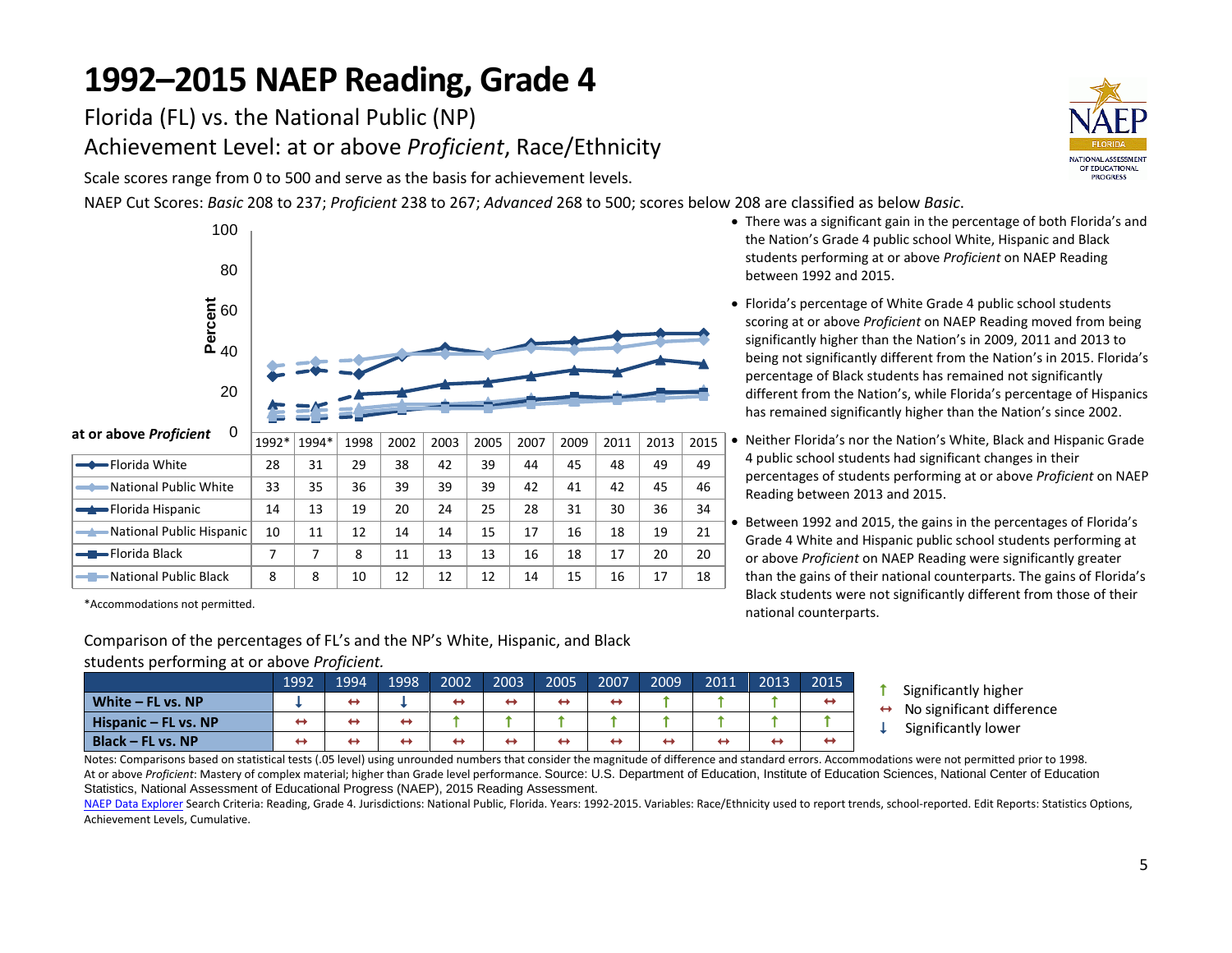# 1992–2015 NAEP Reading, Grade 4

Florida (FL) vs. the National Public (NP)

Achievement Level: at or above *Proficient*, Race/Ethnicity

Scale scores range from 0 to 500 and serve as the basis for achievement levels.

NAEP Cut Scores: *Basic* 208 to 237; *Proficient* 238 to 267; *Advanced* 268 to 500; scores below 208 are classified as below *Basic*.

| at or above *Proficient* | 1992* | 1994* | 1998 | 2002 | 2003 | 2005 | 2007 | 2009 | 2011 | 2013 | 2015 |
|---|---|---|---|---|---|---|---|---|---|---|---|
| Florida White | 28 | 31 | 29 | 38 | 42 | 39 | 44 | 45 | 48 | 49 | 49 |
| National Public White | 33 | 35 | 36 | 39 | 39 | 39 | 42 | 41 | 42 | 45 | 46 |
| Florida Hispanic | 14 | 13 | 19 | 20 | 24 | 25 | 28 | 31 | 30 | 36 | 34 |
| National Public Hispanic | 10 | 11 | 12 | 14 | 14 | 15 | 17 | 16 | 18 | 19 | 21 |
| Florida Black | 7 | 7 | 8 | 11 | 13 | 13 | 16 | 18 | 17 | 20 | 20 |
| National Public Black | 8 | 8 | 10 | 12 | 12 | 12 | 14 | 15 | 16 | 17 | 18 |

*Accommodations not permitted.

- There was a significant gain in the percentage of both Florida's and the Nation's Grade 4 public school White, Hispanic and Black students performing at or above *Proficient* on NAEP Reading between 1992 and 2015.
- Florida's percentage of White Grade 4 public school students scoring at or above *Proficient* on NAEP Reading moved from being significantly higher than the Nation's in 2009, 2011 and 2013 to being not significantly different from the Nation's in 2015. Florida's percentage of Black students has remained not significantly different from the Nation's, while Florida's percentage of Hispanics has remained significantly higher than the Nation's since 2002.
- Neither Florida's nor the Nation's White, Black and Hispanic Grade 4 public school students had significant changes in their percentages of students performing at or above *Proficient* on NAEP Reading between 2013 and 2015.
- Between 1992 and 2015, the gains in the percentages of Florida's Grade 4 White and Hispanic public school students performing at or above *Proficient* on NAEP Reading were significantly greater than the gains of their national counterparts. The gains of Florida's Black students were not significantly different from those of their national counterparts.

Comparison of the percentages of FL's and the NP's White, Hispanic, and Black students performing at or above *Proficient.*

| | 1992 | 1994 | 1998 | 2002 | 2003 | 2005 | 2007 | 2009 | 2011 | 2013 | 2015 |
|---|---|---|---|---|---|---|---|---|---|---|---|
| **White – FL vs. NP** | ↓ | ↔ | ↓ | ↔ | ↔ | ↔ | ↔ | ↑ | ↑ | ↑ | ↔ |
| **Hispanic – FL vs. NP** | ↔ | ↔ | ↔ | ↑ | ↑ | ↑ | ↑ | ↑ | ↑ | ↑ | ↑ |
| **Black – FL vs. NP** | ↔ | ↔ | ↔ | ↔ | ↔ | ↔ | ↔ | ↔ | ↔ | ↔ | ↔ |

↑ Significantly higher
↔ No significant difference
↓ Significantly lower

Notes: Comparisons based on statistical tests (.05 level) using unrounded numbers that consider the magnitude of difference and standard errors. Accommodations were not permitted prior to 1998.
At or above *Proficient*: Mastery of complex material; higher than Grade level performance. Source: U.S. Department of Education, Institute of Education Sciences, National Center of Education Statistics, National Assessment of Educational Progress (NAEP), 2015 Reading Assessment.
NAEP Data Explorer Search Criteria: Reading, Grade 4. Jurisdictions: National Public, Florida. Years: 1992-2015. Variables: Race/Ethnicity used to report trends, school-reported. Edit Reports: Statistics Options, Achievement Levels, Cumulative.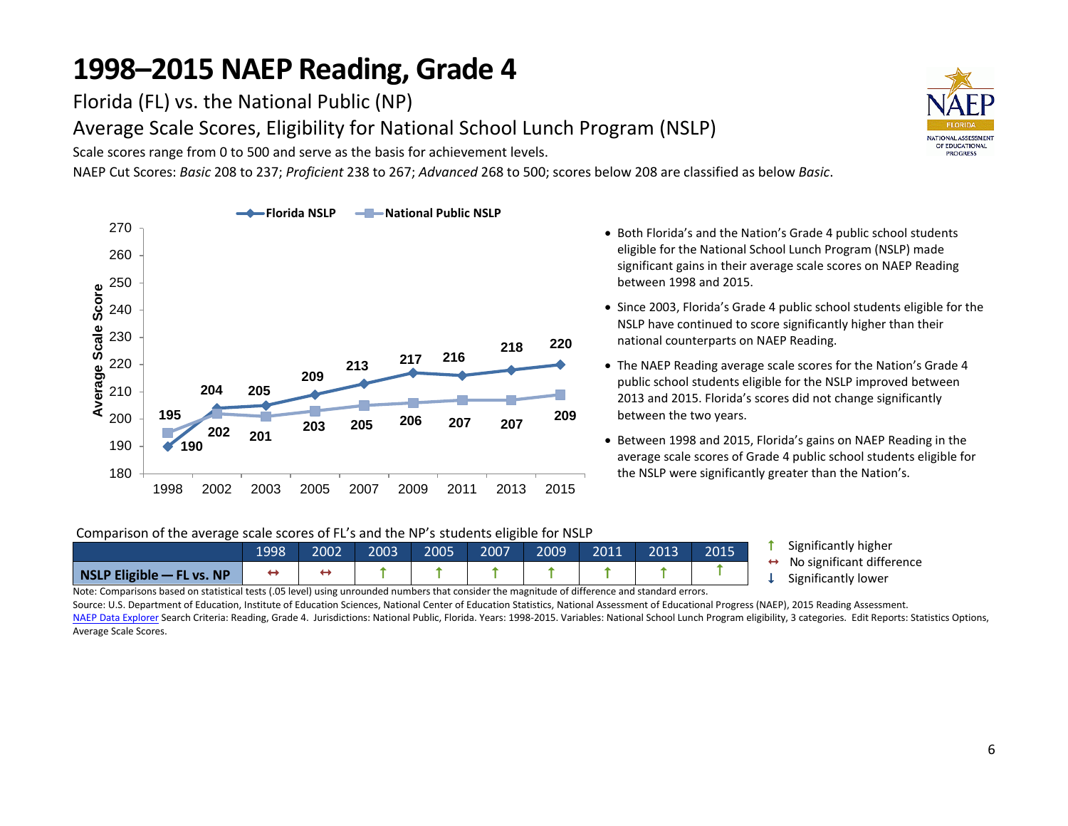# 1998–2015 NAEP Reading, Grade 4

Florida (FL) vs. the National Public (NP)

Average Scale Scores, Eligibility for National School Lunch Program (NSLP)

Scale scores range from 0 to 500 and serve as the basis for achievement levels.

NAEP Cut Scores: *Basic* 208 to 237; *Proficient* 238 to 267; *Advanced* 268 to 500; scores below 208 are classified as below *Basic*.

| Year | Florida NSLP | National Public NSLP |
|---|---|---|
| 1998 | 190 | 195 |
| 2002 | 204 | 202 |
| 2003 | 205 | 201 |
| 2005 | 209 | 203 |
| 2007 | 213 | 205 |
| 2009 | 217 | 206 |
| 2011 | 216 | 207 |
| 2013 | 218 | 207 |
| 2015 | 220 | 209 |

- Both Florida's and the Nation's Grade 4 public school students eligible for the National School Lunch Program (NSLP) made significant gains in their average scale scores on NAEP Reading between 1998 and 2015.
- Since 2003, Florida's Grade 4 public school students eligible for the NSLP have continued to score significantly higher than their national counterparts on NAEP Reading.
- The NAEP Reading average scale scores for the Nation's Grade 4 public school students eligible for the NSLP improved between 2013 and 2015. Florida's scores did not change significantly between the two years.
- Between 1998 and 2015, Florida's gains on NAEP Reading in the average scale scores of Grade 4 public school students eligible for the NSLP were significantly greater than the Nation's.

Comparison of the average scale scores of FL's and the NP's students eligible for NSLP

| | 1998 | 2002 | 2003 | 2005 | 2007 | 2009 | 2011 | 2013 | 2015 |
|---|---|---|---|---|---|---|---|---|---|
| **NSLP Eligible — FL vs. NP** | ↔ | ↔ | ↑ | ↑ | ↑ | ↑ | ↑ | ↑ | ↑ |

↑ Significantly higher
↔ No significant difference
↓ Significantly lower

Note: Comparisons based on statistical tests (.05 level) using unrounded numbers that consider the magnitude of difference and standard errors.

Source: U.S. Department of Education, Institute of Education Sciences, National Center of Education Statistics, National Assessment of Educational Progress (NAEP), 2015 Reading Assessment.

NAEP Data Explorer Search Criteria: Reading, Grade 4. Jurisdictions: National Public, Florida. Years: 1998-2015. Variables: National School Lunch Program eligibility, 3 categories. Edit Reports: Statistics Options, Average Scale Scores.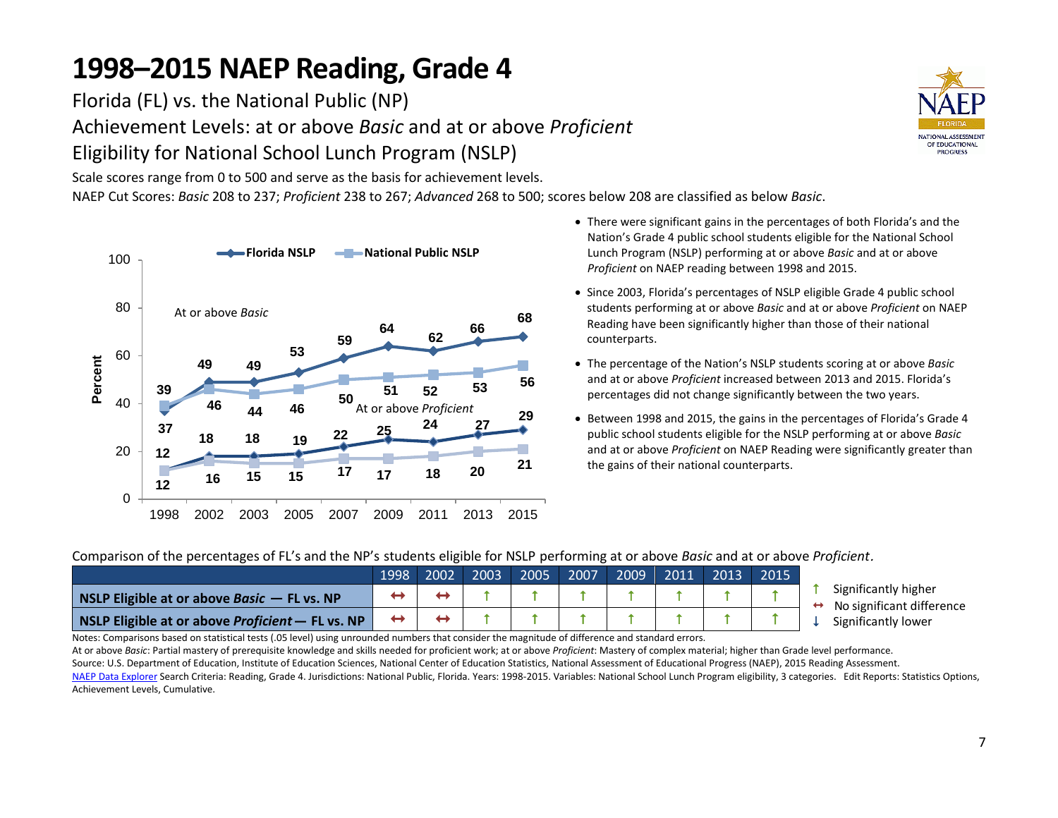# 1998–2015 NAEP Reading, Grade 4

Florida (FL) vs. the National Public (NP)

Achievement Levels: at or above *Basic* and at or above *Proficient*

Eligibility for National School Lunch Program (NSLP)

Scale scores range from 0 to 500 and serve as the basis for achievement levels.

NAEP Cut Scores: *Basic* 208 to 237; *Proficient* 238 to 267; *Advanced* 268 to 500; scores below 208 are classified as below *Basic*.

| Percent | 1998 | 2002 | 2003 | 2005 | 2007 | 2009 | 2011 | 2013 | 2015 |
|---|---|---|---|---|---|---|---|---|---|
| Florida NSLP – At or above *Basic* | 37 | 49 | 49 | 53 | 59 | 64 | 62 | 66 | 68 |
| National Public NSLP – At or above *Basic* | 39 | 46 | 44 | 46 | 50 | 51 | 52 | 53 | 56 |
| Florida NSLP – At or above *Proficient* | 12 | 18 | 18 | 19 | 22 | 25 | 24 | 27 | 29 |
| National Public NSLP – At or above *Proficient* | 12 | 16 | 15 | 15 | 17 | 17 | 18 | 20 | 21 |

- There were significant gains in the percentages of both Florida's and the Nation's Grade 4 public school students eligible for the National School Lunch Program (NSLP) performing at or above *Basic* and at or above *Proficient* on NAEP reading between 1998 and 2015.
- Since 2003, Florida's percentages of NSLP eligible Grade 4 public school students performing at or above *Basic* and at or above *Proficient* on NAEP Reading have been significantly higher than those of their national counterparts.
- The percentage of the Nation's NSLP students scoring at or above *Basic* and at or above *Proficient* increased between 2013 and 2015. Florida's percentages did not change significantly between the two years.
- Between 1998 and 2015, the gains in the percentages of Florida's Grade 4 public school students eligible for the NSLP performing at or above *Basic* and at or above *Proficient* on NAEP Reading were significantly greater than the gains of their national counterparts.

Comparison of the percentages of FL's and the NP's students eligible for NSLP performing at or above *Basic* and at or above *Proficient*.

| | 1998 | 2002 | 2003 | 2005 | 2007 | 2009 | 2011 | 2013 | 2015 |
|---|---|---|---|---|---|---|---|---|---|
| **NSLP Eligible at or above *Basic* — FL vs. NP** | ↔ | ↔ | ↑ | ↑ | ↑ | ↑ | ↑ | ↑ | ↑ |
| **NSLP Eligible at or above *Proficient* — FL vs. NP** | ↔ | ↔ | ↑ | ↑ | ↑ | ↑ | ↑ | ↑ | ↑ |

↑ Significantly higher
↔ No significant difference
↓ Significantly lower

Notes: Comparisons based on statistical tests (.05 level) using unrounded numbers that consider the magnitude of difference and standard errors.

At or above *Basic*: Partial mastery of prerequisite knowledge and skills needed for proficient work; at or above *Proficient*: Mastery of complex material; higher than Grade level performance.

Source: U.S. Department of Education, Institute of Education Sciences, National Center of Education Statistics, National Assessment of Educational Progress (NAEP), 2015 Reading Assessment.

NAEP Data Explorer Search Criteria: Reading, Grade 4. Jurisdictions: National Public, Florida. Years: 1998-2015. Variables: National School Lunch Program eligibility, 3 categories. Edit Reports: Statistics Options, Achievement Levels, Cumulative.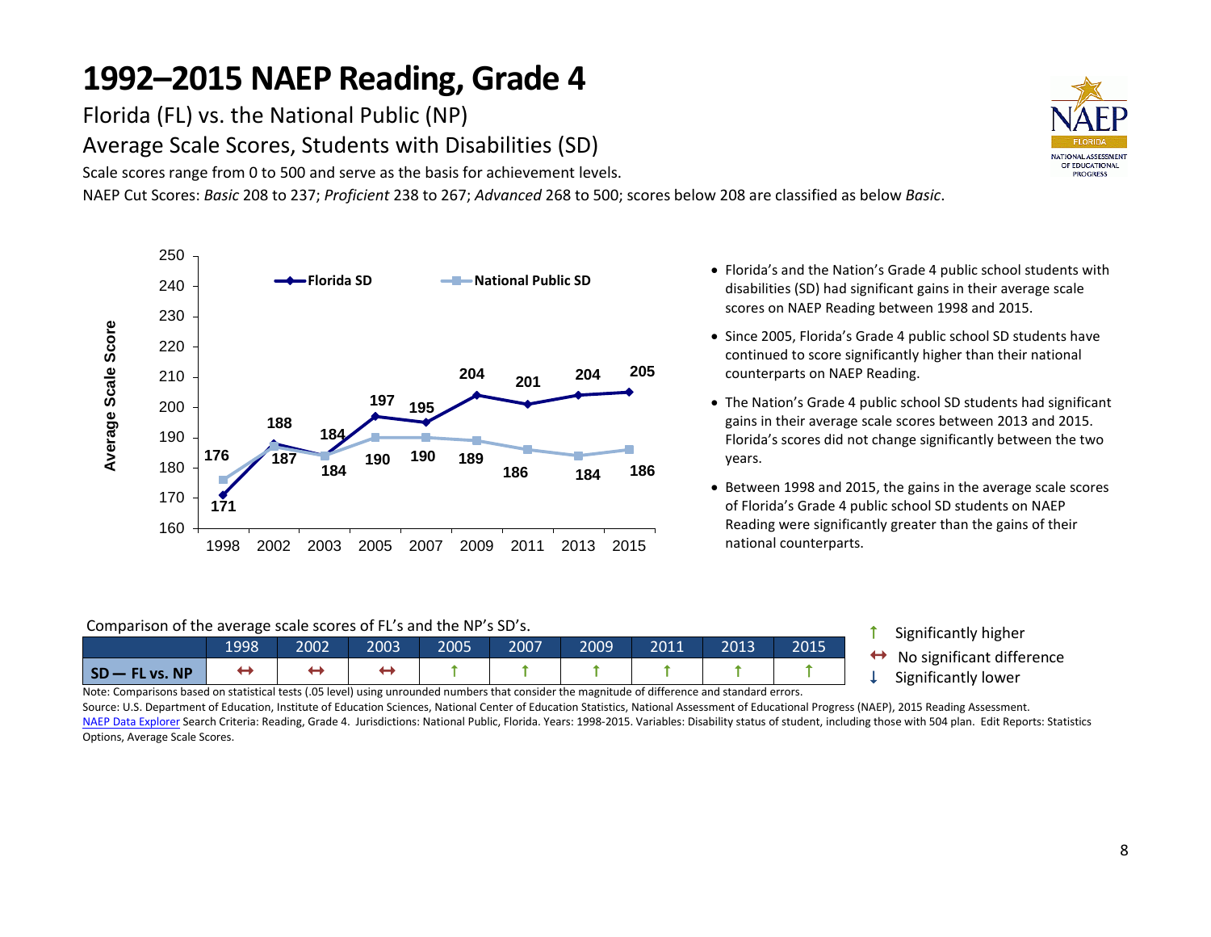# 1992–2015 NAEP Reading, Grade 4

Florida (FL) vs. the National Public (NP)

Average Scale Scores, Students with Disabilities (SD)

Scale scores range from 0 to 500 and serve as the basis for achievement levels.

NAEP Cut Scores: *Basic* 208 to 237; *Proficient* 238 to 267; *Advanced* 268 to 500; scores below 208 are classified as below *Basic*.

| Year | Florida SD | National Public SD |
|---|---|---|
| 1998 | 171 | 176 |
| 2002 | 188 | 187 |
| 2003 | 184 | 184 |
| 2005 | 197 | 190 |
| 2007 | 195 | 190 |
| 2009 | 204 | 189 |
| 2011 | 201 | 186 |
| 2013 | 204 | 184 |
| 2015 | 205 | 186 |

- Florida's and the Nation's Grade 4 public school students with disabilities (SD) had significant gains in their average scale scores on NAEP Reading between 1998 and 2015.
- Since 2005, Florida's Grade 4 public school SD students have continued to score significantly higher than their national counterparts on NAEP Reading.
- The Nation's Grade 4 public school SD students had significant gains in their average scale scores between 2013 and 2015. Florida's scores did not change significantly between the two years.
- Between 1998 and 2015, the gains in the average scale scores of Florida's Grade 4 public school SD students on NAEP Reading were significantly greater than the gains of their national counterparts.

Comparison of the average scale scores of FL's and the NP's SD's.

| | 1998 | 2002 | 2003 | 2005 | 2007 | 2009 | 2011 | 2013 | 2015 |
|---|---|---|---|---|---|---|---|---|---|
| SD — FL vs. NP | ↔ | ↔ | ↔ | ↑ | ↑ | ↑ | ↑ | ↑ | ↑ |

↑ Significantly higher
↔ No significant difference
↓ Significantly lower

Note: Comparisons based on statistical tests (.05 level) using unrounded numbers that consider the magnitude of difference and standard errors.

Source: U.S. Department of Education, Institute of Education Sciences, National Center of Education Statistics, National Assessment of Educational Progress (NAEP), 2015 Reading Assessment.

NAEP Data Explorer Search Criteria: Reading, Grade 4. Jurisdictions: National Public, Florida. Years: 1998-2015. Variables: Disability status of student, including those with 504 plan. Edit Reports: Statistics Options, Average Scale Scores.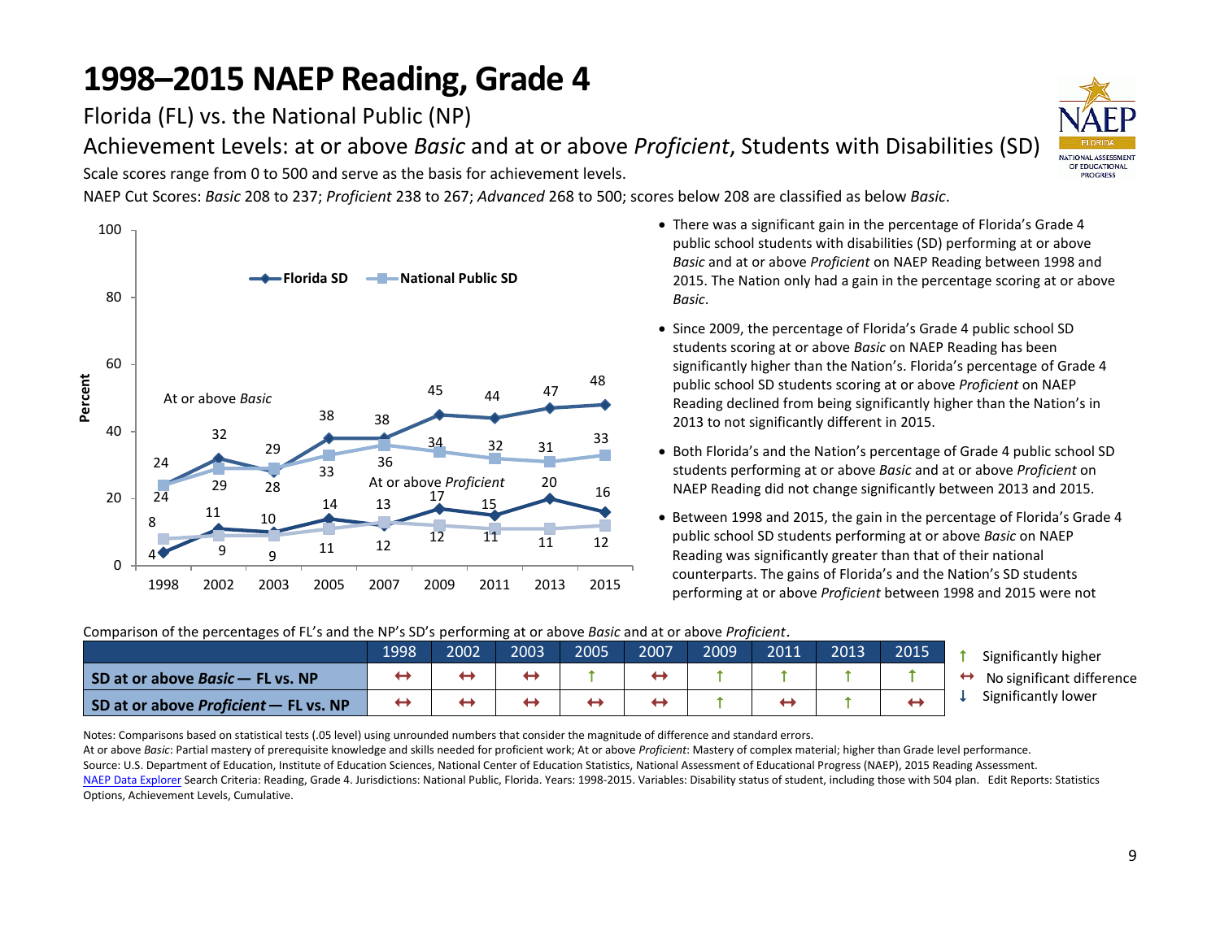# 1998–2015 NAEP Reading, Grade 4

Florida (FL) vs. the National Public (NP)

Achievement Levels: at or above *Basic* and at or above *Proficient*, Students with Disabilities (SD)

Scale scores range from 0 to 500 and serve as the basis for achievement levels.

NAEP Cut Scores: *Basic* 208 to 237; *Proficient* 238 to 267; *Advanced* 268 to 500; scores below 208 are classified as below *Basic*.

| Year | 1998 | 2002 | 2003 | 2005 | 2007 | 2009 | 2011 | 2013 | 2015 |
|---|---|---|---|---|---|---|---|---|---|
| Florida SD – At or above *Basic* | 24 | 32 | 28 | 38 | 38 | 45 | 44 | 47 | 48 |
| National Public SD – At or above *Basic* | 24 | 29 | 29 | 33 | 36 | 34 | 32 | 31 | 33 |
| Florida SD – At or above *Proficient* | 4 | 11 | 10 | 14 | 12 | 17 | 15 | 20 | 16 |
| National Public SD – At or above *Proficient* | 8 | 9 | 9 | 11 | 13 | 12 | 11 | 11 | 12 |

- There was a significant gain in the percentage of Florida's Grade 4 public school students with disabilities (SD) performing at or above *Basic* and at or above *Proficient* on NAEP Reading between 1998 and 2015. The Nation only had a gain in the percentage scoring at or above *Basic*.
- Since 2009, the percentage of Florida's Grade 4 public school SD students scoring at or above *Basic* on NAEP Reading has been significantly higher than the Nation's. Florida's percentage of Grade 4 public school SD students scoring at or above *Proficient* on NAEP Reading declined from being significantly higher than the Nation's in 2013 to not significantly different in 2015.
- Both Florida's and the Nation's percentage of Grade 4 public school SD students performing at or above *Basic* and at or above *Proficient* on NAEP Reading did not change significantly between 2013 and 2015.
- Between 1998 and 2015, the gain in the percentage of Florida's Grade 4 public school SD students performing at or above *Basic* on NAEP Reading was significantly greater than that of their national counterparts. The gains of Florida's and the Nation's SD students performing at or above *Proficient* between 1998 and 2015 were not

Comparison of the percentages of FL's and the NP's SD's performing at or above *Basic* and at or above *Proficient*.

| | 1998 | 2002 | 2003 | 2005 | 2007 | 2009 | 2011 | 2013 | 2015 |
|---|---|---|---|---|---|---|---|---|---|
| **SD at or above *Basic* — FL vs. NP** | ↔ | ↔ | ↔ | ↑ | ↔ | ↑ | ↑ | ↑ | ↑ |
| **SD at or above *Proficient* — FL vs. NP** | ↔ | ↔ | ↔ | ↔ | ↔ | ↑ | ↔ | ↑ | ↔ |

↑ Significantly higher
↔ No significant difference
↓ Significantly lower

Notes: Comparisons based on statistical tests (.05 level) using unrounded numbers that consider the magnitude of difference and standard errors.

At or above *Basic*: Partial mastery of prerequisite knowledge and skills needed for proficient work; At or above *Proficient*: Mastery of complex material; higher than Grade level performance.

Source: U.S. Department of Education, Institute of Education Sciences, National Center of Education Statistics, National Assessment of Educational Progress (NAEP), 2015 Reading Assessment.

NAEP Data Explorer Search Criteria: Reading, Grade 4. Jurisdictions: National Public, Florida. Years: 1998-2015. Variables: Disability status of student, including those with 504 plan. Edit Reports: Statistics Options, Achievement Levels, Cumulative.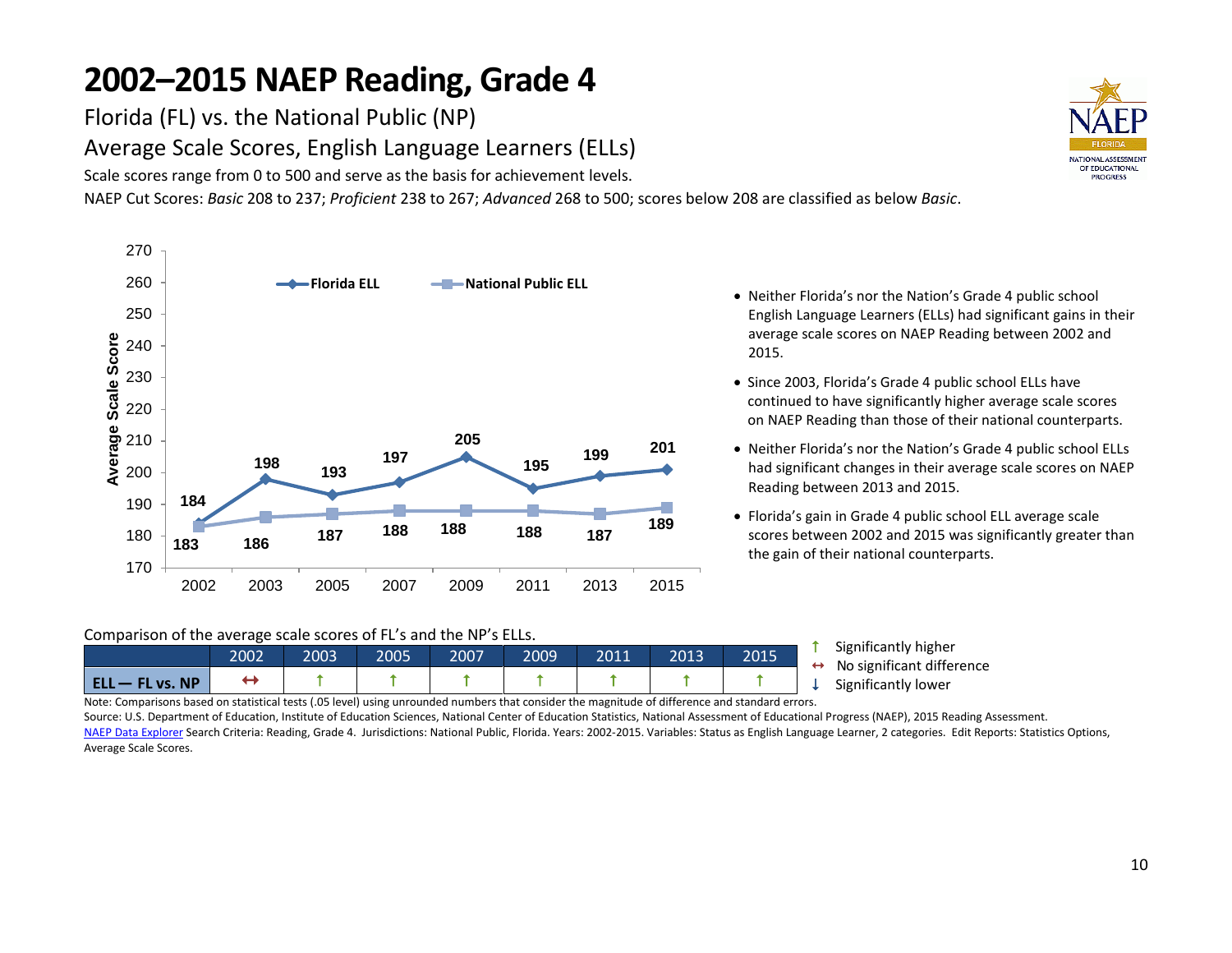# 2002–2015 NAEP Reading, Grade 4

Florida (FL) vs. the National Public (NP)

Average Scale Scores, English Language Learners (ELLs)

Scale scores range from 0 to 500 and serve as the basis for achievement levels.

NAEP Cut Scores: *Basic* 208 to 237; *Proficient* 238 to 267; *Advanced* 268 to 500; scores below 208 are classified as below *Basic*.

| Year | Florida ELL | National Public ELL |
|---|---|---|
| 2002 | 184 | 183 |
| 2003 | 198 | 186 |
| 2005 | 193 | 187 |
| 2007 | 197 | 188 |
| 2009 | 205 | 188 |
| 2011 | 195 | 188 |
| 2013 | 199 | 187 |
| 2015 | 201 | 189 |

- Neither Florida's nor the Nation's Grade 4 public school English Language Learners (ELLs) had significant gains in their average scale scores on NAEP Reading between 2002 and 2015.
- Since 2003, Florida's Grade 4 public school ELLs have continued to have significantly higher average scale scores on NAEP Reading than those of their national counterparts.
- Neither Florida's nor the Nation's Grade 4 public school ELLs had significant changes in their average scale scores on NAEP Reading between 2013 and 2015.
- Florida's gain in Grade 4 public school ELL average scale scores between 2002 and 2015 was significantly greater than the gain of their national counterparts.

Comparison of the average scale scores of FL's and the NP's ELLs.

| | 2002 | 2003 | 2005 | 2007 | 2009 | 2011 | 2013 | 2015 |
|---|---|---|---|---|---|---|---|---|
| ELL — FL vs. NP | ↔ | ↑ | ↑ | ↑ | ↑ | ↑ | ↑ | ↑ |

↑ Significantly higher
↔ No significant difference
↓ Significantly lower

Note: Comparisons based on statistical tests (.05 level) using unrounded numbers that consider the magnitude of difference and standard errors.

Source: U.S. Department of Education, Institute of Education Sciences, National Center of Education Statistics, National Assessment of Educational Progress (NAEP), 2015 Reading Assessment.

NAEP Data Explorer Search Criteria: Reading, Grade 4. Jurisdictions: National Public, Florida. Years: 2002-2015. Variables: Status as English Language Learner, 2 categories. Edit Reports: Statistics Options, Average Scale Scores.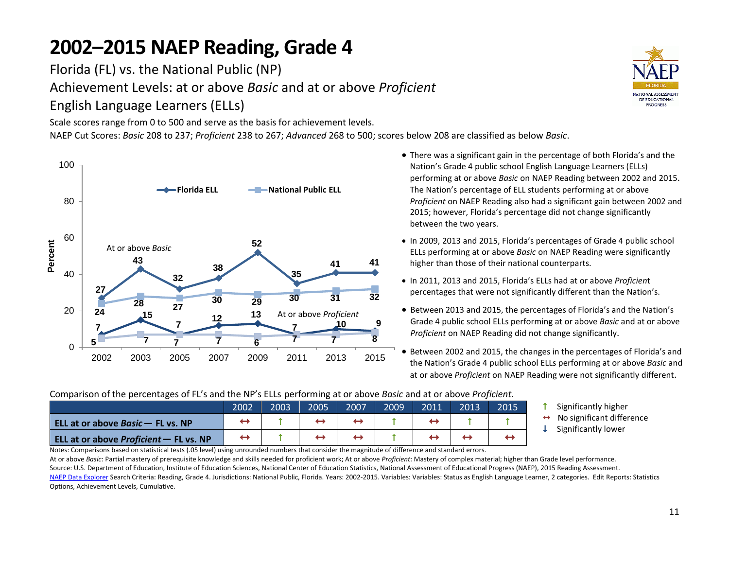# 2002–2015 NAEP Reading, Grade 4

Florida (FL) vs. the National Public (NP)

Achievement Levels: at or above *Basic* and at or above *Proficient*

English Language Learners (ELLs)

Scale scores range from 0 to 500 and serve as the basis for achievement levels.

NAEP Cut Scores: *Basic* 208 to 237; *Proficient* 238 to 267; *Advanced* 268 to 500; scores below 208 are classified as below *Basic*.

Florida ELL
National Public ELL

Percent
0
20
40
60
80
100

At or above *Basic*

27 43 32 38 52 35 41 41

24 28 27 30 29 30 31 32

At or above *Proficient*

7 15 7 12 13 7 10 9

5 7 7 7 6 7 7 8

2002 2003 2005 2007 2009 2011 2013 2015

- There was a significant gain in the percentage of both Florida's and the Nation's Grade 4 public school English Language Learners (ELLs) performing at or above *Basic* on NAEP Reading between 2002 and 2015. The Nation's percentage of ELL students performing at or above *Proficient* on NAEP Reading also had a significant gain between 2002 and 2015; however, Florida's percentage did not change significantly between the two years.
- In 2009, 2013 and 2015, Florida's percentages of Grade 4 public school ELLs performing at or above *Basic* on NAEP Reading were significantly higher than those of their national counterparts.
- In 2011, 2013 and 2015, Florida's ELLs had at or above *Proficient* percentages that were not significantly different than the Nation's.
- Between 2013 and 2015, the percentages of Florida's and the Nation's Grade 4 public school ELLs performing at or above *Basic* and at or above *Proficient* on NAEP Reading did not change significantly.
- Between 2002 and 2015, the changes in the percentages of Florida's and the Nation's Grade 4 public school ELLs performing at or above *Basic* and at or above *Proficient* on NAEP Reading were not significantly different.

Comparison of the percentages of FL's and the NP's ELLs performing at or above *Basic* and at or above *Proficient.*

| | 2002 | 2003 | 2005 | 2007 | 2009 | 2011 | 2013 | 2015 |
|---|---|---|---|---|---|---|---|---|
| **ELL at or above *Basic* — FL vs. NP** | ↔ | ↑ | ↔ | ↔ | ↑ | ↔ | ↑ | ↑ |
| **ELL at or above *Proficient* — FL vs. NP** | ↔ | ↑ | ↔ | ↔ | ↑ | ↔ | ↔ | ↔ |

↑ Significantly higher
↔ No significant difference
↓ Significantly lower

Notes: Comparisons based on statistical tests (.05 level) using unrounded numbers that consider the magnitude of difference and standard errors.

At or above *Basic*: Partial mastery of prerequisite knowledge and skills needed for proficient work; At or above *Proficient*: Mastery of complex material; higher than Grade level performance.

Source: U.S. Department of Education, Institute of Education Sciences, National Center of Education Statistics, National Assessment of Educational Progress (NAEP), 2015 Reading Assessment.

NAEP Data Explorer Search Criteria: Reading, Grade 4. Jurisdictions: National Public, Florida. Years: 2002-2015. Variables: Variables: Status as English Language Learner, 2 categories. Edit Reports: Statistics Options, Achievement Levels, Cumulative.